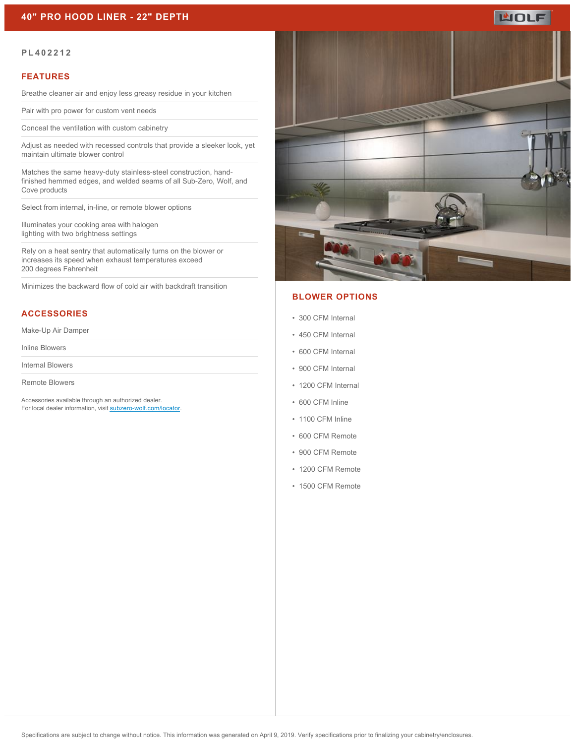# 40" PRO HOOD LINER - 22" DEPTH

WOLF

PL402212

## FEATURES

- Breathe cleaner air and enjoy less greasy residue in your kitchen
- Pair with pro power for custom vent needs
- Conceal the ventilation with custom cabinetry
- Adjust as needed with recessed controls that provide a sleeker look, yet maintain ultimate blower control
- Matches the same heavy-duty stainless-steel construction, hand-finished hemmed edges, and welded seams of all Sub-Zero, Wolf, and Cove products
- Select from internal, in-line, or remote blower options
- Illuminates your cooking area with halogen lighting with two brightness settings
- Rely on a heat sentry that automatically turns on the blower or increases its speed when exhaust temperatures exceed 200 degrees Fahrenheit
- Minimizes the backward flow of cold air with backdraft transition

## ACCESSORIES

- Make-Up Air Damper
- Inline Blowers
- Internal Blowers
- Remote Blowers

Accessories available through an authorized dealer.
For local dealer information, visit [subzero-wolf.com/locator](subzero-wolf.com/locator).

## BLOWER OPTIONS

- 300 CFM Internal
- 450 CFM Internal
- 600 CFM Internal
- 900 CFM Internal
- 1200 CFM Internal
- 600 CFM Inline
- 1100 CFM Inline
- 600 CFM Remote
- 900 CFM Remote
- 1200 CFM Remote
- 1500 CFM Remote

Specifications are subject to change without notice. This information was generated on April 9, 2019. Verify specifications prior to finalizing your cabinetry/enclosures.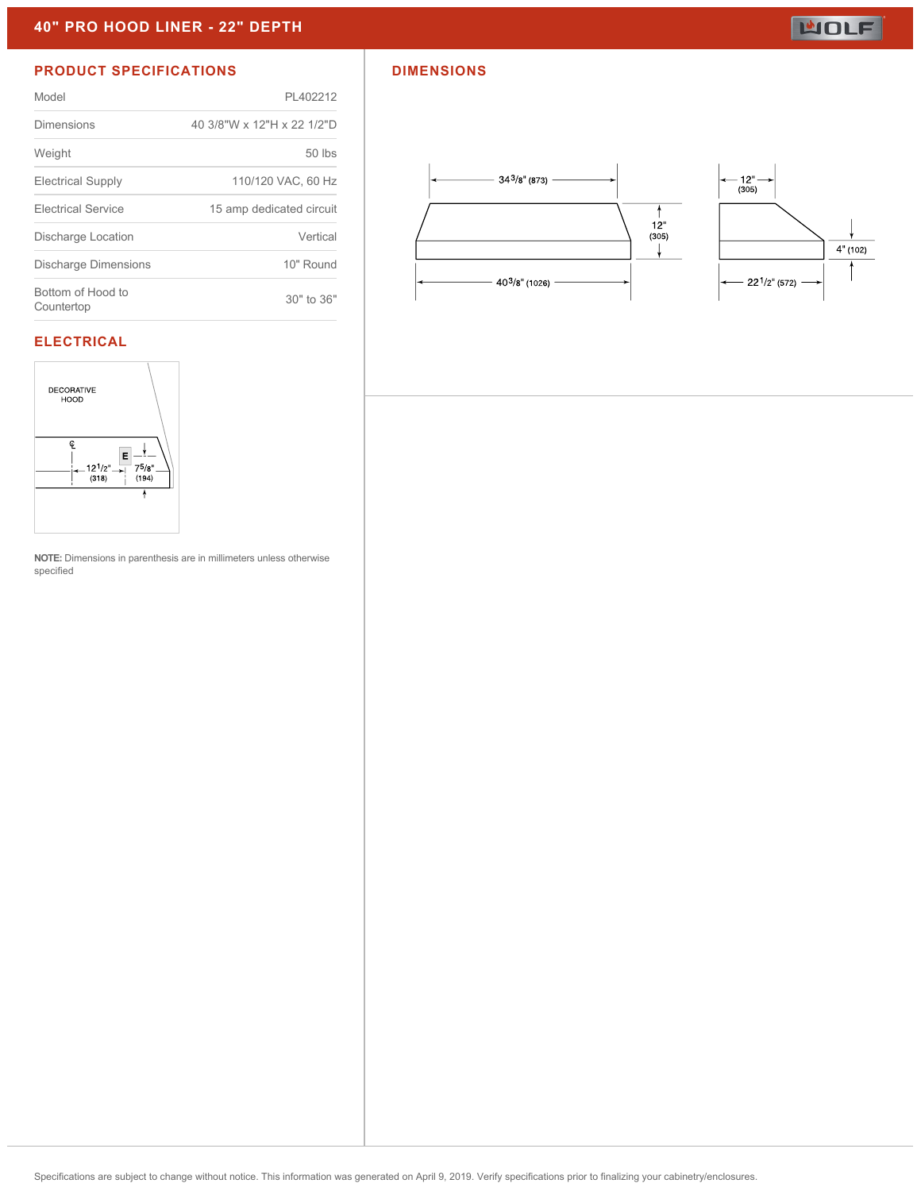# 40" PRO HOOD LINER - 22" DEPTH

## PRODUCT SPECIFICATIONS

| | |
|---|---|
| Model | PL402212 |
| Dimensions | 40 3/8"W x 12"H x 22 1/2"D |
| Weight | 50 lbs |
| Electrical Supply | 110/120 VAC, 60 Hz |
| Electrical Service | 15 amp dedicated circuit |
| Discharge Location | Vertical |
| Discharge Dimensions | 10" Round |
| Bottom of Hood to Countertop | 30" to 36" |

## ELECTRICAL

DECORATIVE HOOD

℄

E

12 1/2" (318)

7 5/8" (194)

**NOTE:** Dimensions in parenthesis are in millimeters unless otherwise specified

## DIMENSIONS

34 3/8" (873)

12" (305)

40 3/8" (1026)

12" (305)

4" (102)

22 1/2" (572)

Specifications are subject to change without notice. This information was generated on April 9, 2019. Verify specifications prior to finalizing your cabinetry/enclosures.